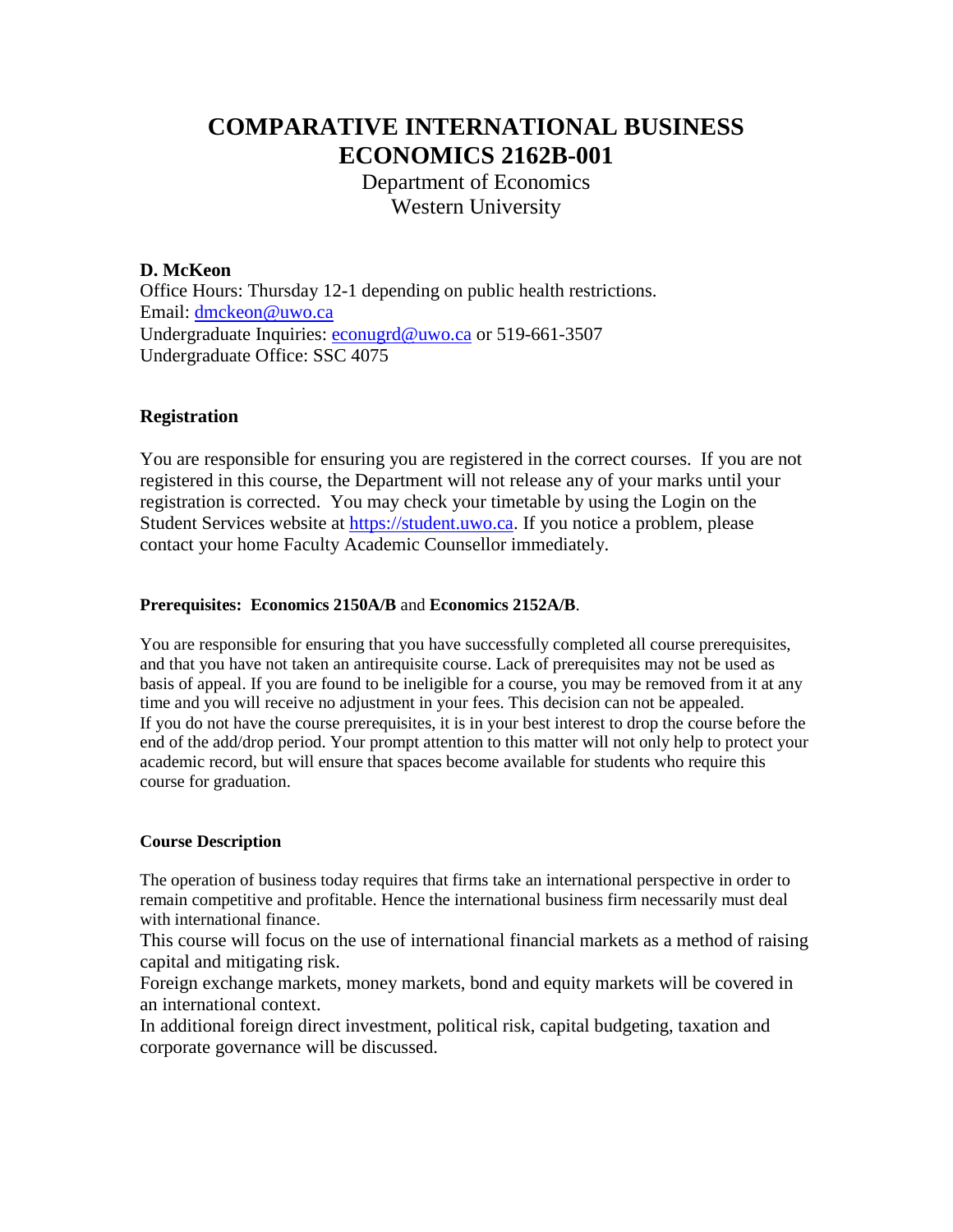# COMPARATIVE INTERNATIONAL BUSINESS ECONOMICS 2162B-001

Department of Economics
Western University

**D. McKeon**
Office Hours: Thursday 12-1 depending on public health restrictions.
Email: dmckeon@uwo.ca
Undergraduate Inquiries: econugrd@uwo.ca or 519-661-3507
Undergraduate Office: SSC 4075

## Registration

You are responsible for ensuring you are registered in the correct courses. If you are not registered in this course, the Department will not release any of your marks until your registration is corrected. You may check your timetable by using the Login on the Student Services website at https://student.uwo.ca. If you notice a problem, please contact your home Faculty Academic Counsellor immediately.

### Prerequisites: Economics 2150A/B and Economics 2152A/B.

You are responsible for ensuring that you have successfully completed all course prerequisites, and that you have not taken an antirequisite course. Lack of prerequisites may not be used as basis of appeal. If you are found to be ineligible for a course, you may be removed from it at any time and you will receive no adjustment in your fees. This decision can not be appealed.
If you do not have the course prerequisites, it is in your best interest to drop the course before the end of the add/drop period. Your prompt attention to this matter will not only help to protect your academic record, but will ensure that spaces become available for students who require this course for graduation.

### Course Description

The operation of business today requires that firms take an international perspective in order to remain competitive and profitable. Hence the international business firm necessarily must deal with international finance.
This course will focus on the use of international financial markets as a method of raising capital and mitigating risk.
Foreign exchange markets, money markets, bond and equity markets will be covered in an international context.
In additional foreign direct investment, political risk, capital budgeting, taxation and corporate governance will be discussed.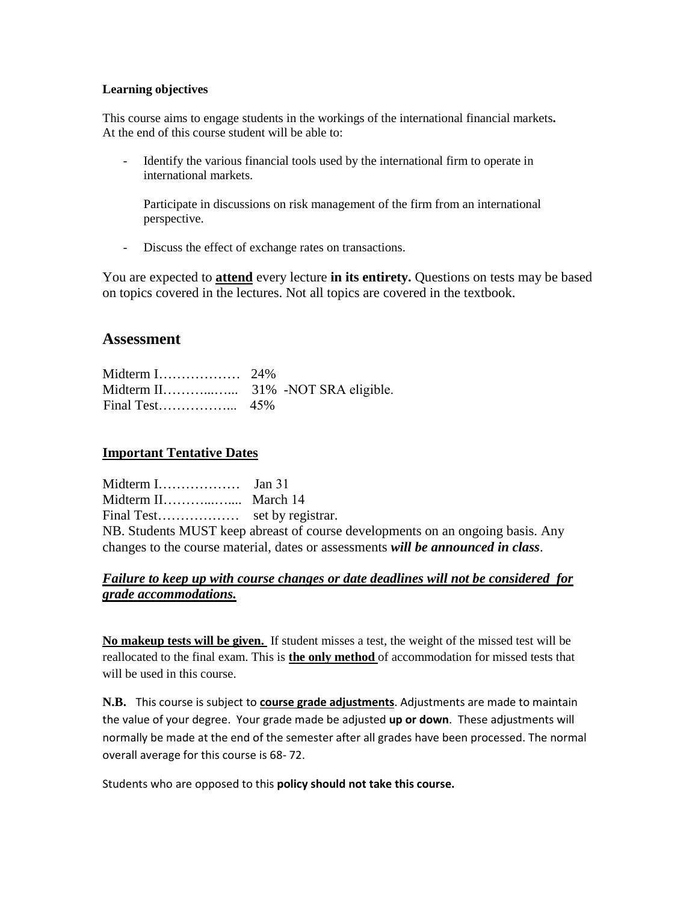**Learning objectives**

This course aims to engage students in the workings of the international financial markets**.** At the end of this course student will be able to:

- Identify the various financial tools used by the international firm to operate in international markets.

  Participate in discussions on risk management of the firm from an international perspective.

- Discuss the effect of exchange rates on transactions.

You are expected to **<u>attend</u>** every lecture **in its entirety.** Questions on tests may be based on topics covered in the lectures. Not all topics are covered in the textbook.

## Assessment

Midterm I……………… 24%
Midterm II………..…... 31% -NOT SRA eligible.
Final Test……………... 45%

### <u>Important Tentative Dates</u>

Midterm I……………… Jan 31
Midterm II………..…... March 14
Final Test……………… set by registrar.
NB. Students MUST keep abreast of course developments on an ongoing basis. Any changes to the course material, dates or assessments ***will be announced in class***.

***<u>Failure to keep up with course changes or date deadlines will not be considered for grade accommodations.</u>***

**<u>No makeup tests will be given.</u>** If student misses a test, the weight of the missed test will be reallocated to the final exam. This is **<u>the only method</u>** of accommodation for missed tests that will be used in this course.

**N.B.** This course is subject to **<u>course grade adjustments</u>**. Adjustments are made to maintain the value of your degree. Your grade made be adjusted **up or down**. These adjustments will normally be made at the end of the semester after all grades have been processed. The normal overall average for this course is 68- 72.

Students who are opposed to this **policy should not take this course.**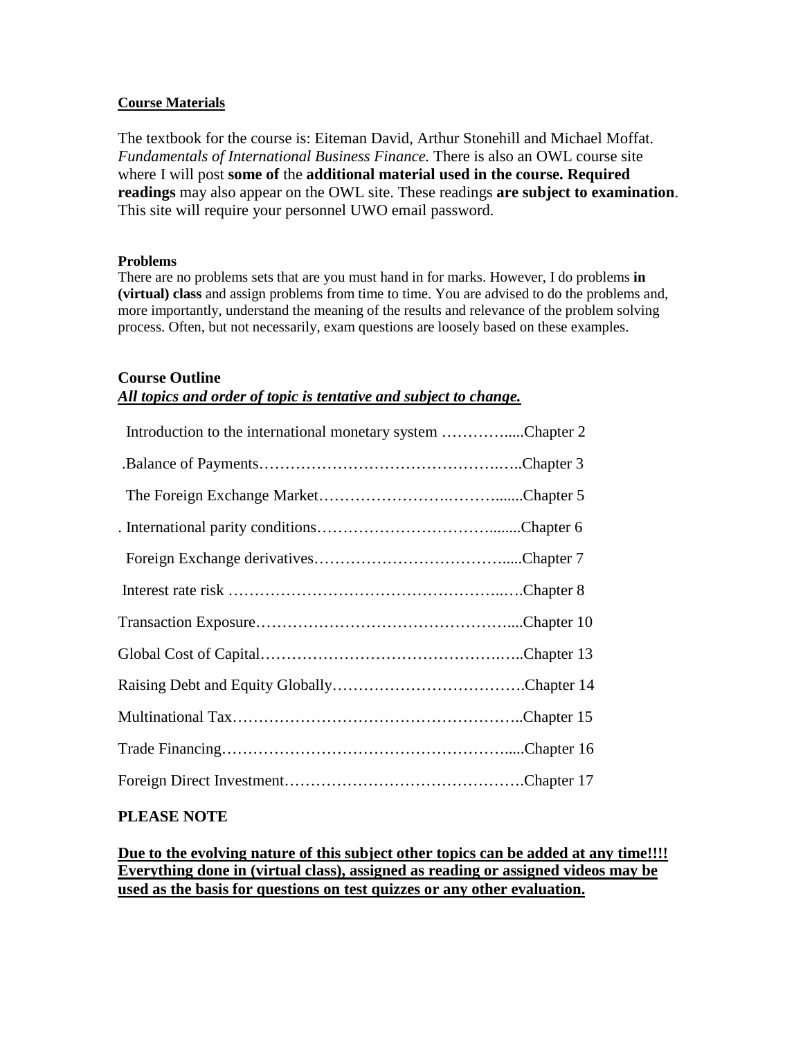**Course Materials**

The textbook for the course is: Eiteman David, Arthur Stonehill and Michael Moffat. *Fundamentals of International Business Finance.* There is also an OWL course site where I will post **some of** the **additional material used in the course. Required readings** may also appear on the OWL site. These readings **are subject to examination**. This site will require your personnel UWO email password.

**Problems**

There are no problems sets that are you must hand in for marks. However, I do problems **in (virtual) class** and assign problems from time to time. You are advised to do the problems and, more importantly, understand the meaning of the results and relevance of the problem solving process. Often, but not necessarily, exam questions are loosely based on these examples.

**Course Outline**

***All topics and order of topic is tentative and subject to change.***

Introduction to the international monetary system …………......Chapter 2

.Balance of Payments……………………………………….…..Chapter 3

The Foreign Exchange Market…………………….……….......Chapter 5

. International parity conditions……………………………........Chapter 6

Foreign Exchange derivatives……………………………….....Chapter 7

Interest rate risk ……………………………………………..….Chapter 8

Transaction Exposure…………………………………………....Chapter 10

Global Cost of Capital……………………………………….…..Chapter 13

Raising Debt and Equity Globally……………………………….Chapter 14

Multinational Tax………………………………………………..Chapter 15

Trade Financing………………………………………………….....Chapter 16

Foreign Direct Investment……………………………………….Chapter 17

**PLEASE NOTE**

**Due to the evolving nature of this subject other topics can be added at any time!!!! Everything done in (virtual class), assigned as reading or assigned videos may be used as the basis for questions on test quizzes or any other evaluation.**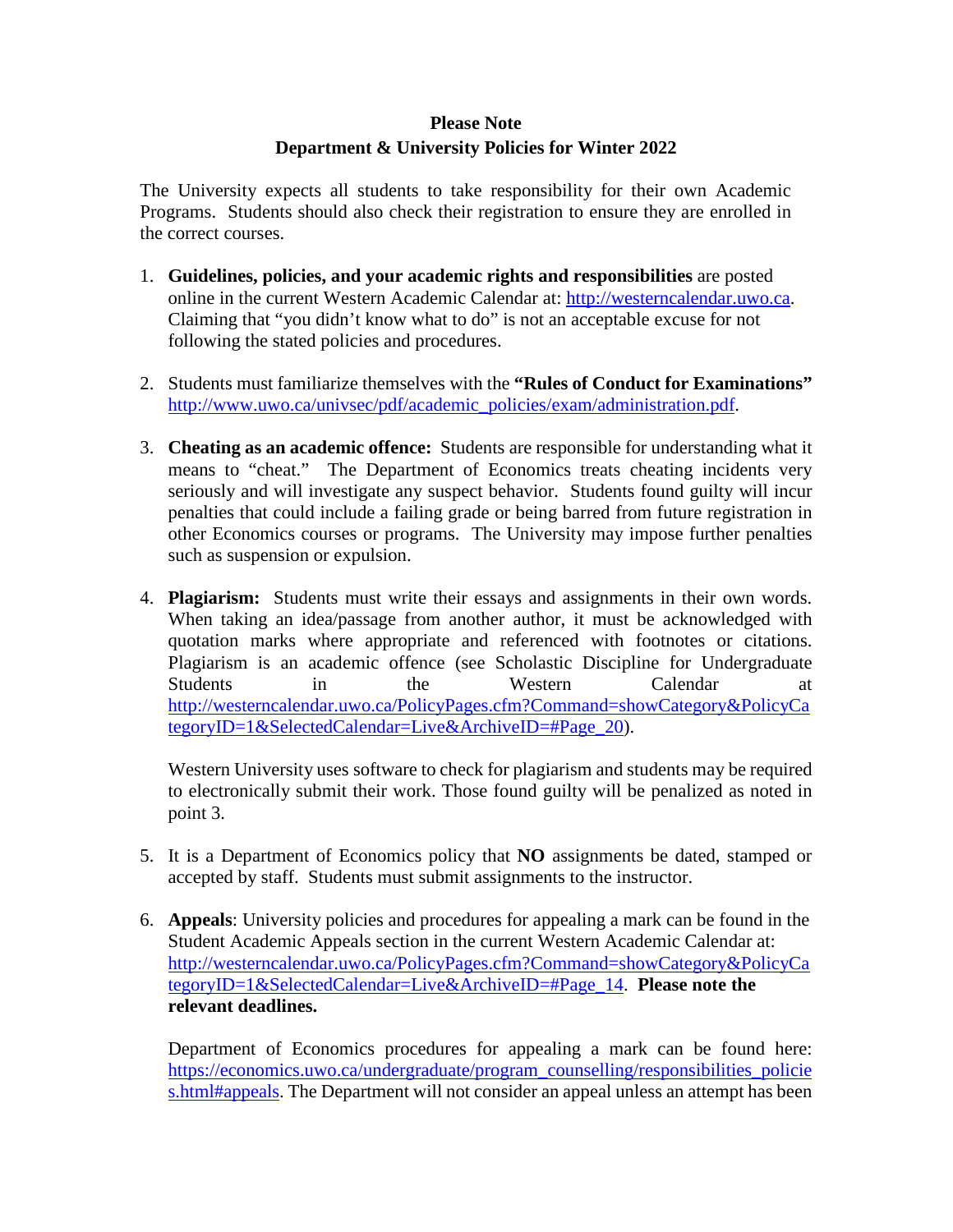**Please Note**
**Department & University Policies for Winter 2022**

The University expects all students to take responsibility for their own Academic Programs. Students should also check their registration to ensure they are enrolled in the correct courses.

1. **Guidelines, policies, and your academic rights and responsibilities** are posted online in the current Western Academic Calendar at: [http://westerncalendar.uwo.ca](http://westerncalendar.uwo.ca). Claiming that "you didn't know what to do" is not an acceptable excuse for not following the stated policies and procedures.

2. Students must familiarize themselves with the **"Rules of Conduct for Examinations"** [http://www.uwo.ca/univsec/pdf/academic_policies/exam/administration.pdf](http://www.uwo.ca/univsec/pdf/academic_policies/exam/administration.pdf).

3. **Cheating as an academic offence:** Students are responsible for understanding what it means to "cheat." The Department of Economics treats cheating incidents very seriously and will investigate any suspect behavior. Students found guilty will incur penalties that could include a failing grade or being barred from future registration in other Economics courses or programs. The University may impose further penalties such as suspension or expulsion.

4. **Plagiarism:** Students must write their essays and assignments in their own words. When taking an idea/passage from another author, it must be acknowledged with quotation marks where appropriate and referenced with footnotes or citations. Plagiarism is an academic offence (see Scholastic Discipline for Undergraduate Students in the Western Calendar at [http://westerncalendar.uwo.ca/PolicyPages.cfm?Command=showCategory&PolicyCategoryID=1&SelectedCalendar=Live&ArchiveID=#Page_20](http://westerncalendar.uwo.ca/PolicyPages.cfm?Command=showCategory&PolicyCategoryID=1&SelectedCalendar=Live&ArchiveID=#Page_20)).

   Western University uses software to check for plagiarism and students may be required to electronically submit their work. Those found guilty will be penalized as noted in point 3.

5. It is a Department of Economics policy that **NO** assignments be dated, stamped or accepted by staff. Students must submit assignments to the instructor.

6. **Appeals**: University policies and procedures for appealing a mark can be found in the Student Academic Appeals section in the current Western Academic Calendar at: [http://westerncalendar.uwo.ca/PolicyPages.cfm?Command=showCategory&PolicyCategoryID=1&SelectedCalendar=Live&ArchiveID=#Page_14](http://westerncalendar.uwo.ca/PolicyPages.cfm?Command=showCategory&PolicyCategoryID=1&SelectedCalendar=Live&ArchiveID=#Page_14). **Please note the relevant deadlines.**

   Department of Economics procedures for appealing a mark can be found here: [https://economics.uwo.ca/undergraduate/program_counselling/responsibilities_policies.html#appeals](https://economics.uwo.ca/undergraduate/program_counselling/responsibilities_policies.html#appeals). The Department will not consider an appeal unless an attempt has been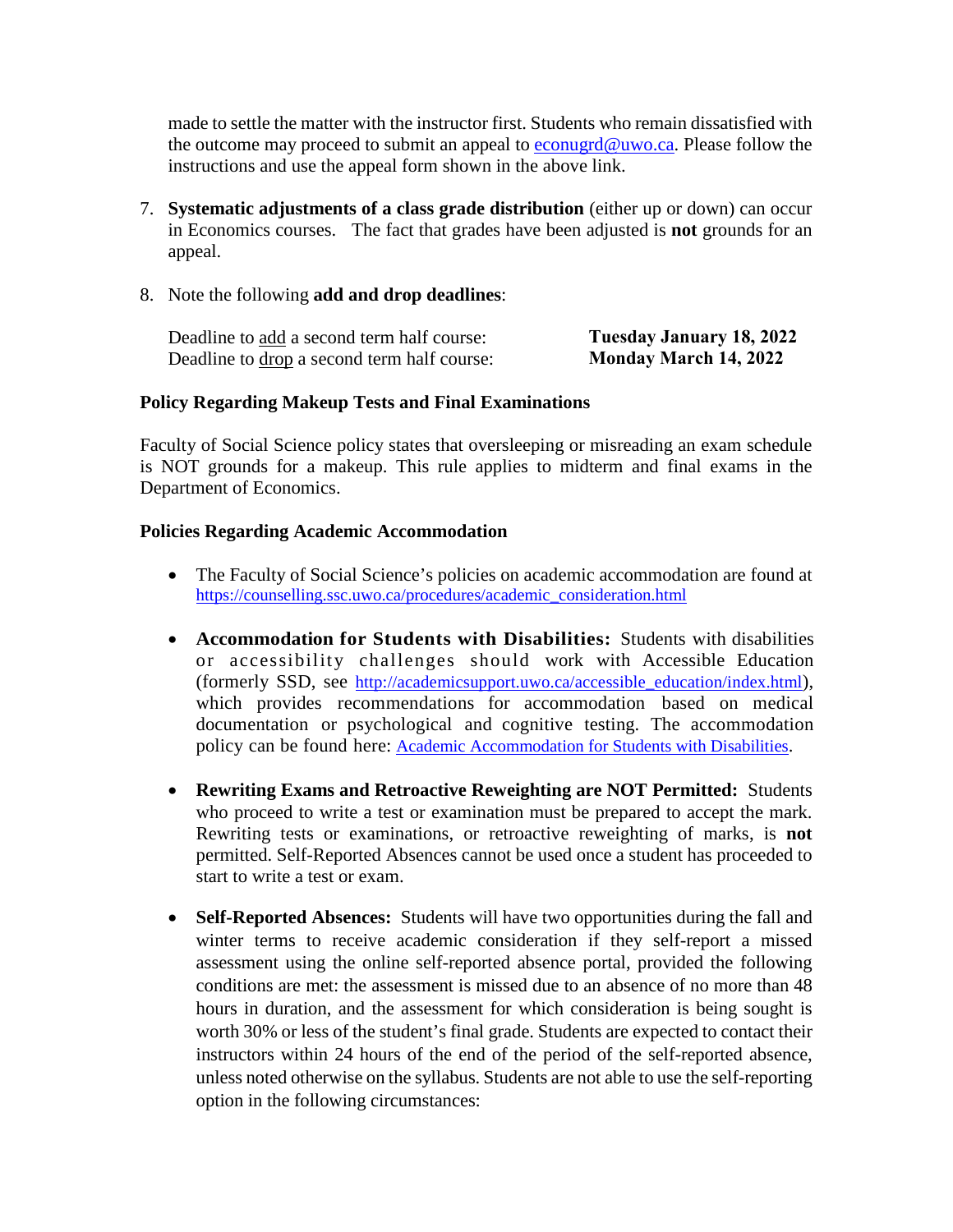made to settle the matter with the instructor first. Students who remain dissatisfied with the outcome may proceed to submit an appeal to [econugrd@uwo.ca](mailto:econugrd@uwo.ca). Please follow the instructions and use the appeal form shown in the above link.

7. **Systematic adjustments of a class grade distribution** (either up or down) can occur in Economics courses. The fact that grades have been adjusted is **not** grounds for an appeal.

8. Note the following **add and drop deadlines**:

| | |
|---|---|
| Deadline to add a second term half course: | **Tuesday January 18, 2022** |
| Deadline to drop a second term half course: | **Monday March 14, 2022** |

**Policy Regarding Makeup Tests and Final Examinations**

Faculty of Social Science policy states that oversleeping or misreading an exam schedule is NOT grounds for a makeup. This rule applies to midterm and final exams in the Department of Economics.

**Policies Regarding Academic Accommodation**

- The Faculty of Social Science's policies on academic accommodation are found at https://counselling.ssc.uwo.ca/procedures/academic_consideration.html

- **Accommodation for Students with Disabilities:** Students with disabilities or accessibility challenges should work with Accessible Education (formerly SSD, see http://academicsupport.uwo.ca/accessible_education/index.html), which provides recommendations for accommodation based on medical documentation or psychological and cognitive testing. The accommodation policy can be found here: Academic Accommodation for Students with Disabilities.

- **Rewriting Exams and Retroactive Reweighting are NOT Permitted:** Students who proceed to write a test or examination must be prepared to accept the mark. Rewriting tests or examinations, or retroactive reweighting of marks, is **not** permitted. Self-Reported Absences cannot be used once a student has proceeded to start to write a test or exam.

- **Self-Reported Absences:** Students will have two opportunities during the fall and winter terms to receive academic consideration if they self-report a missed assessment using the online self-reported absence portal, provided the following conditions are met: the assessment is missed due to an absence of no more than 48 hours in duration, and the assessment for which consideration is being sought is worth 30% or less of the student's final grade. Students are expected to contact their instructors within 24 hours of the end of the period of the self-reported absence, unless noted otherwise on the syllabus. Students are not able to use the self-reporting option in the following circumstances: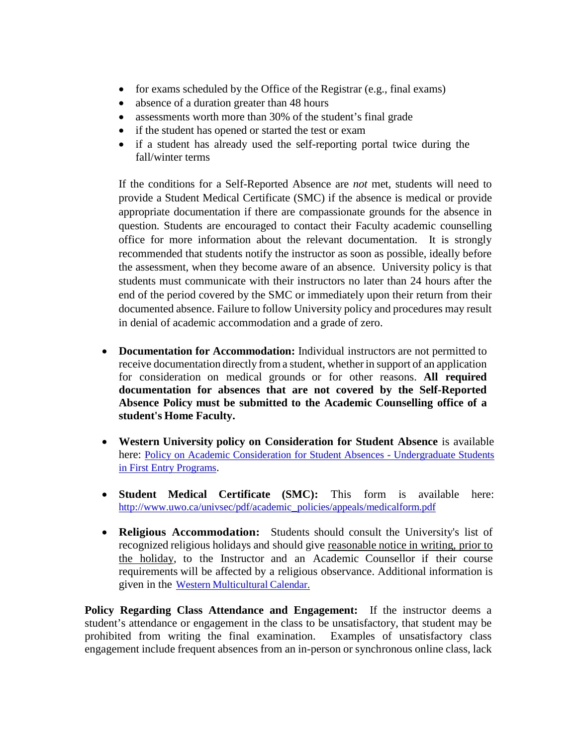- for exams scheduled by the Office of the Registrar (e.g., final exams)
- absence of a duration greater than 48 hours
- assessments worth more than 30% of the student's final grade
- if the student has opened or started the test or exam
- if a student has already used the self-reporting portal twice during the fall/winter terms

If the conditions for a Self-Reported Absence are *not* met, students will need to provide a Student Medical Certificate (SMC) if the absence is medical or provide appropriate documentation if there are compassionate grounds for the absence in question. Students are encouraged to contact their Faculty academic counselling office for more information about the relevant documentation. It is strongly recommended that students notify the instructor as soon as possible, ideally before the assessment, when they become aware of an absence. University policy is that students must communicate with their instructors no later than 24 hours after the end of the period covered by the SMC or immediately upon their return from their documented absence. Failure to follow University policy and procedures may result in denial of academic accommodation and a grade of zero.

- **Documentation for Accommodation:** Individual instructors are not permitted to receive documentation directly from a student, whether in support of an application for consideration on medical grounds or for other reasons. **All required documentation for absences that are not covered by the Self-Reported Absence Policy must be submitted to the Academic Counselling office of a student's Home Faculty.**

- **Western University policy on Consideration for Student Absence** is available here: [Policy on Academic Consideration for Student Absences - Undergraduate Students in First Entry Programs](#).

- **Student Medical Certificate (SMC):** This form is available here: [http://www.uwo.ca/univsec/pdf/academic_policies/appeals/medicalform.pdf](http://www.uwo.ca/univsec/pdf/academic_policies/appeals/medicalform.pdf)

- **Religious Accommodation:** Students should consult the University's list of recognized religious holidays and should give reasonable notice in writing, prior to the holiday, to the Instructor and an Academic Counsellor if their course requirements will be affected by a religious observance. Additional information is given in the [Western Multicultural Calendar.](#)

**Policy Regarding Class Attendance and Engagement:** If the instructor deems a student's attendance or engagement in the class to be unsatisfactory, that student may be prohibited from writing the final examination. Examples of unsatisfactory class engagement include frequent absences from an in-person or synchronous online class, lack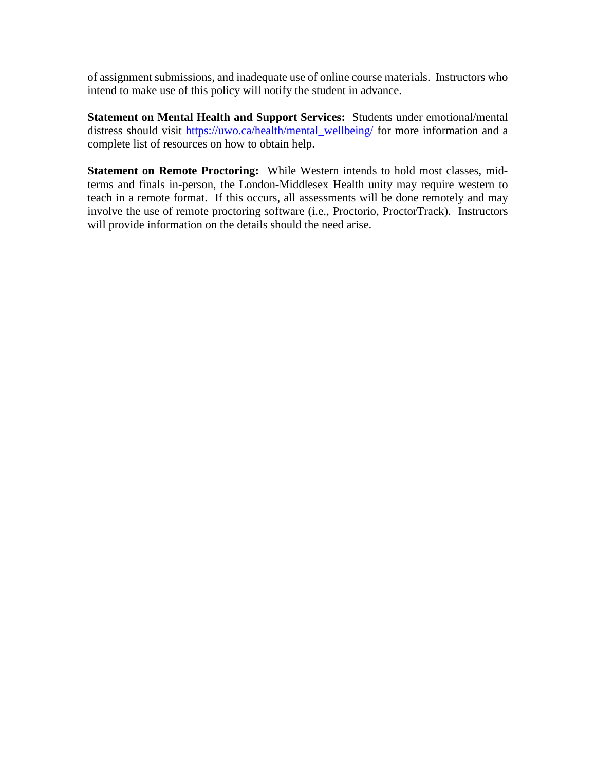of assignment submissions, and inadequate use of online course materials. Instructors who intend to make use of this policy will notify the student in advance.

**Statement on Mental Health and Support Services:** Students under emotional/mental distress should visit https://uwo.ca/health/mental_wellbeing/ for more information and a complete list of resources on how to obtain help.

**Statement on Remote Proctoring:** While Western intends to hold most classes, mid-terms and finals in-person, the London-Middlesex Health unity may require western to teach in a remote format. If this occurs, all assessments will be done remotely and may involve the use of remote proctoring software (i.e., Proctorio, ProctorTrack). Instructors will provide information on the details should the need arise.